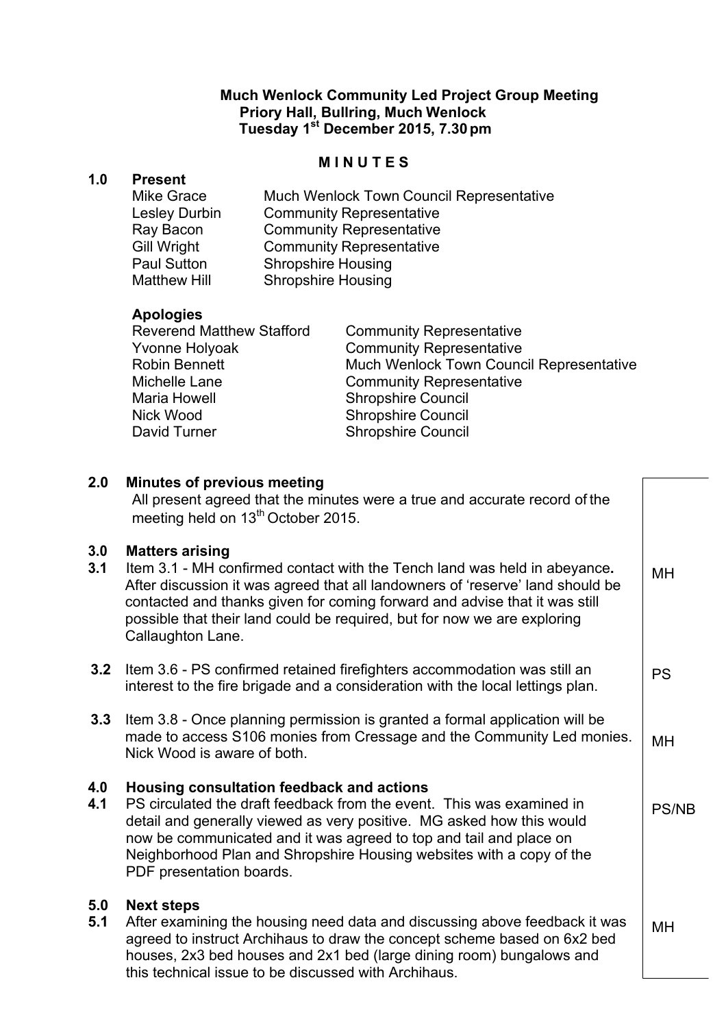**Much Wenlock Community Led Project Group Meeting**
**Priory Hall, Bullring, Much Wenlock**
**Tuesday 1st December 2015, 7.30 pm**

**M I N U T E S**

## 1.0 Present

| | |
|---|---|
| Mike Grace | Much Wenlock Town Council Representative |
| Lesley Durbin | Community Representative |
| Ray Bacon | Community Representative |
| Gill Wright | Community Representative |
| Paul Sutton | Shropshire Housing |
| Matthew Hill | Shropshire Housing |

**Apologies**

| | |
|---|---|
| Reverend Matthew Stafford | Community Representative |
| Yvonne Holyoak | Community Representative |
| Robin Bennett | Much Wenlock Town Council Representative |
| Michelle Lane | Community Representative |
| Maria Howell | Shropshire Council |
| Nick Wood | Shropshire Council |
| David Turner | Shropshire Council |

## 2.0 Minutes of previous meeting

All present agreed that the minutes were a true and accurate record of the meeting held on 13th October 2015.

## 3.0 Matters arising

| | | |
|---|---|---|
| **3.1** | Item 3.1 - MH confirmed contact with the Tench land was held in abeyance**.** After discussion it was agreed that all landowners of 'reserve' land should be contacted and thanks given for coming forward and advise that it was still possible that their land could be required, but for now we are exploring Callaughton Lane. | MH |
| **3.2** | Item 3.6 - PS confirmed retained firefighters accommodation was still an interest to the fire brigade and a consideration with the local lettings plan. | PS |
| **3.3** | Item 3.8 - Once planning permission is granted a formal application will be made to access S106 monies from Cressage and the Community Led monies. Nick Wood is aware of both. | MH |

## 4.0 Housing consultation feedback and actions

| | | |
|---|---|---|
| **4.1** | PS circulated the draft feedback from the event. This was examined in detail and generally viewed as very positive. MG asked how this would now be communicated and it was agreed to top and tail and place on Neighborhood Plan and Shropshire Housing websites with a copy of the PDF presentation boards. | PS/NB |

## 5.0 Next steps

| | | |
|---|---|---|
| **5.1** | After examining the housing need data and discussing above feedback it was agreed to instruct Archihaus to draw the concept scheme based on 6x2 bed houses, 2x3 bed houses and 2x1 bed (large dining room) bungalows and this technical issue to be discussed with Archihaus. | MH |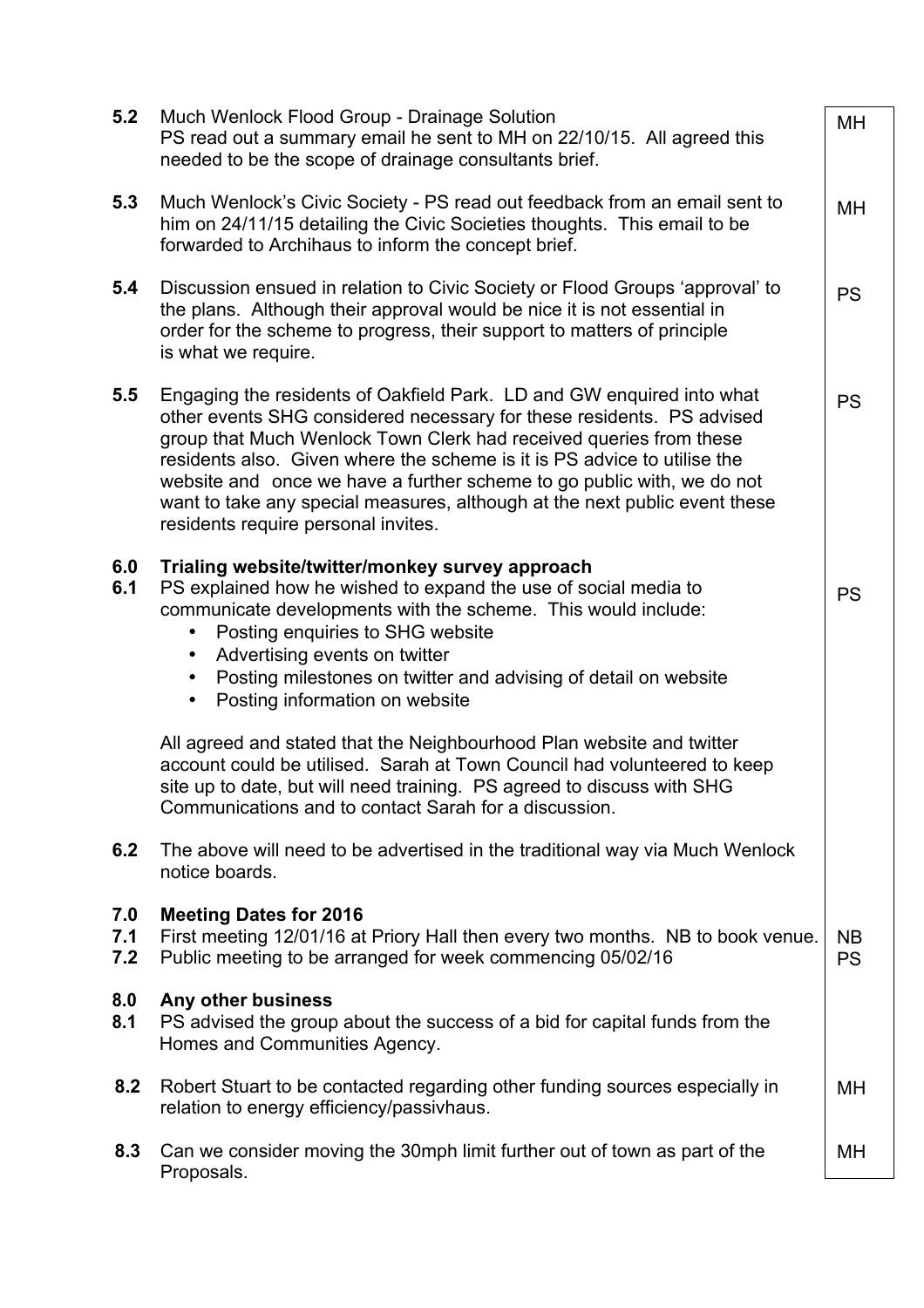| | | |
|---|---|---|
| **5.2** | Much Wenlock Flood Group - Drainage Solution<br>PS read out a summary email he sent to MH on 22/10/15. All agreed this needed to be the scope of drainage consultants brief. | MH |
| **5.3** | Much Wenlock's Civic Society - PS read out feedback from an email sent to him on 24/11/15 detailing the Civic Societies thoughts. This email to be forwarded to Archihaus to inform the concept brief. | MH |
| **5.4** | Discussion ensued in relation to Civic Society or Flood Groups 'approval' to the plans. Although their approval would be nice it is not essential in order for the scheme to progress, their support to matters of principle is what we require. | PS |
| **5.5** | Engaging the residents of Oakfield Park. LD and GW enquired into what other events SHG considered necessary for these residents. PS advised group that Much Wenlock Town Clerk had received queries from these residents also. Given where the scheme is it is PS advice to utilise the website and once we have a further scheme to go public with, we do not want to take any special measures, although at the next public event these residents require personal invites. | PS |
| **6.0** | **Trialing website/twitter/monkey survey approach** | |
| **6.1** | PS explained how he wished to expand the use of social media to communicate developments with the scheme. This would include:<br>• Posting enquiries to SHG website<br>• Advertising events on twitter<br>• Posting milestones on twitter and advising of detail on website<br>• Posting information on website<br><br>All agreed and stated that the Neighbourhood Plan website and twitter account could be utilised. Sarah at Town Council had volunteered to keep site up to date, but will need training. PS agreed to discuss with SHG Communications and to contact Sarah for a discussion. | PS |
| **6.2** | The above will need to be advertised in the traditional way via Much Wenlock notice boards. | |
| **7.0** | **Meeting Dates for 2016** | |
| **7.1** | First meeting 12/01/16 at Priory Hall then every two months. NB to book venue. | NB |
| **7.2** | Public meeting to be arranged for week commencing 05/02/16 | PS |
| **8.0** | **Any other business** | |
| **8.1** | PS advised the group about the success of a bid for capital funds from the Homes and Communities Agency. | |
| **8.2** | Robert Stuart to be contacted regarding other funding sources especially in relation to energy efficiency/passivhaus. | MH |
| **8.3** | Can we consider moving the 30mph limit further out of town as part of the Proposals. | MH |